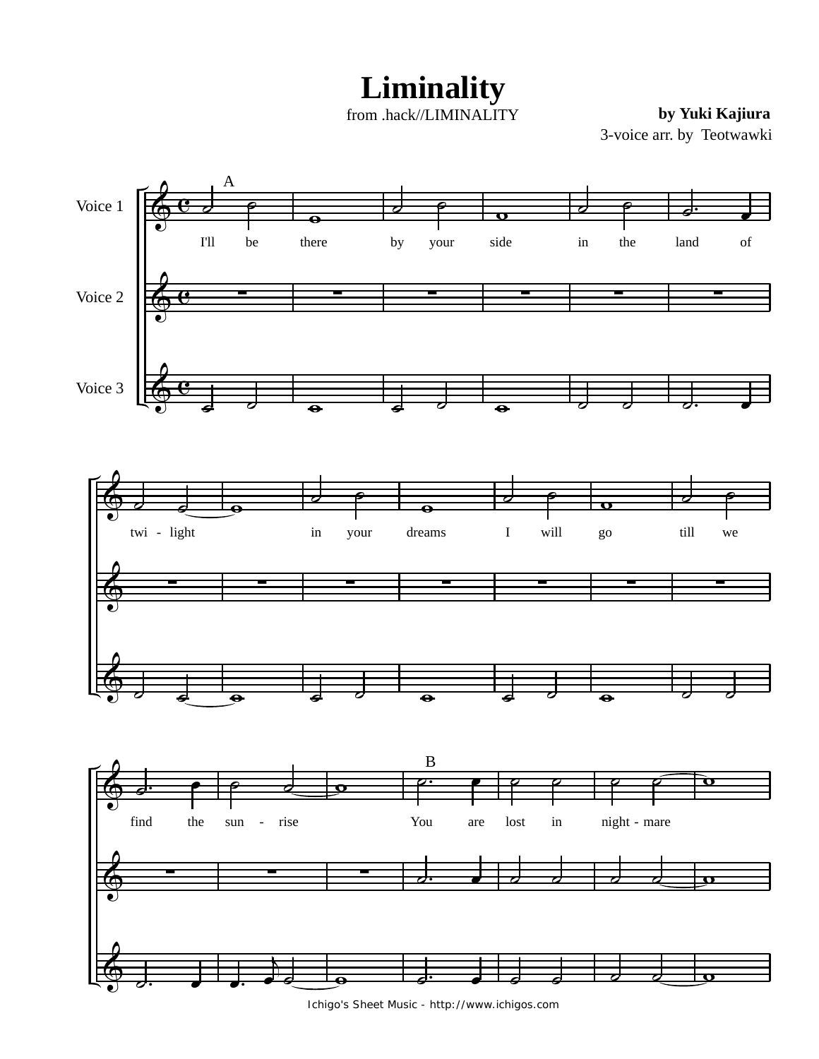# Liminality

from .hack//LIMINALITY

**by Yuki Kajiura**

3-voice arr. by Teotwawki

Voice 1

Voice 2

Voice 3

A

I'll be there by your side in the land of twi - light in your dreams I will go till we find the sun - rise

B

You are lost in night - mare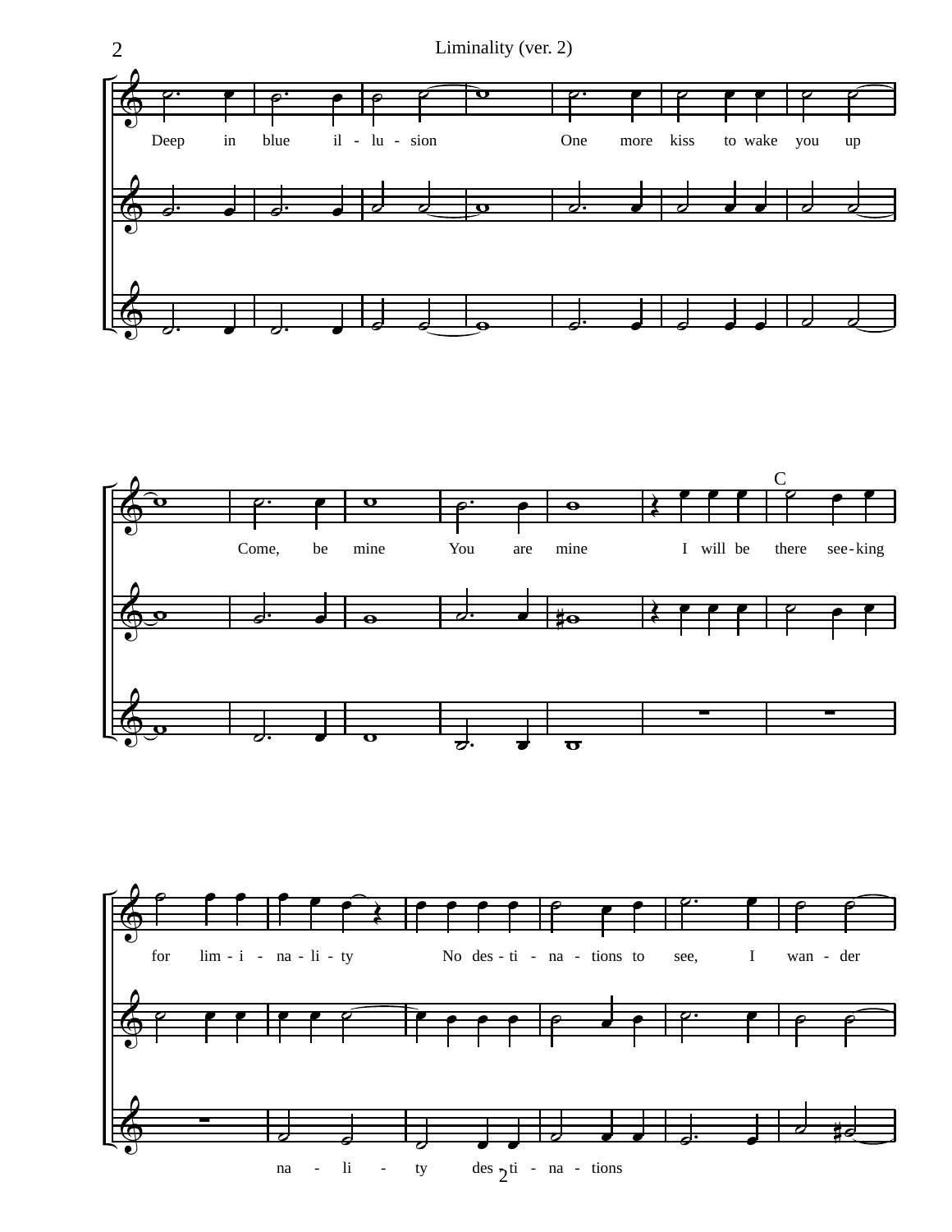Deep in blue il - lu - sion One more kiss to wake you up

Come, be mine You are mine I will be there see - king

C

for lim - i - na - li - ty No des - ti - na - tions to see, I wan - der

na - li - ty des - ti - na - tions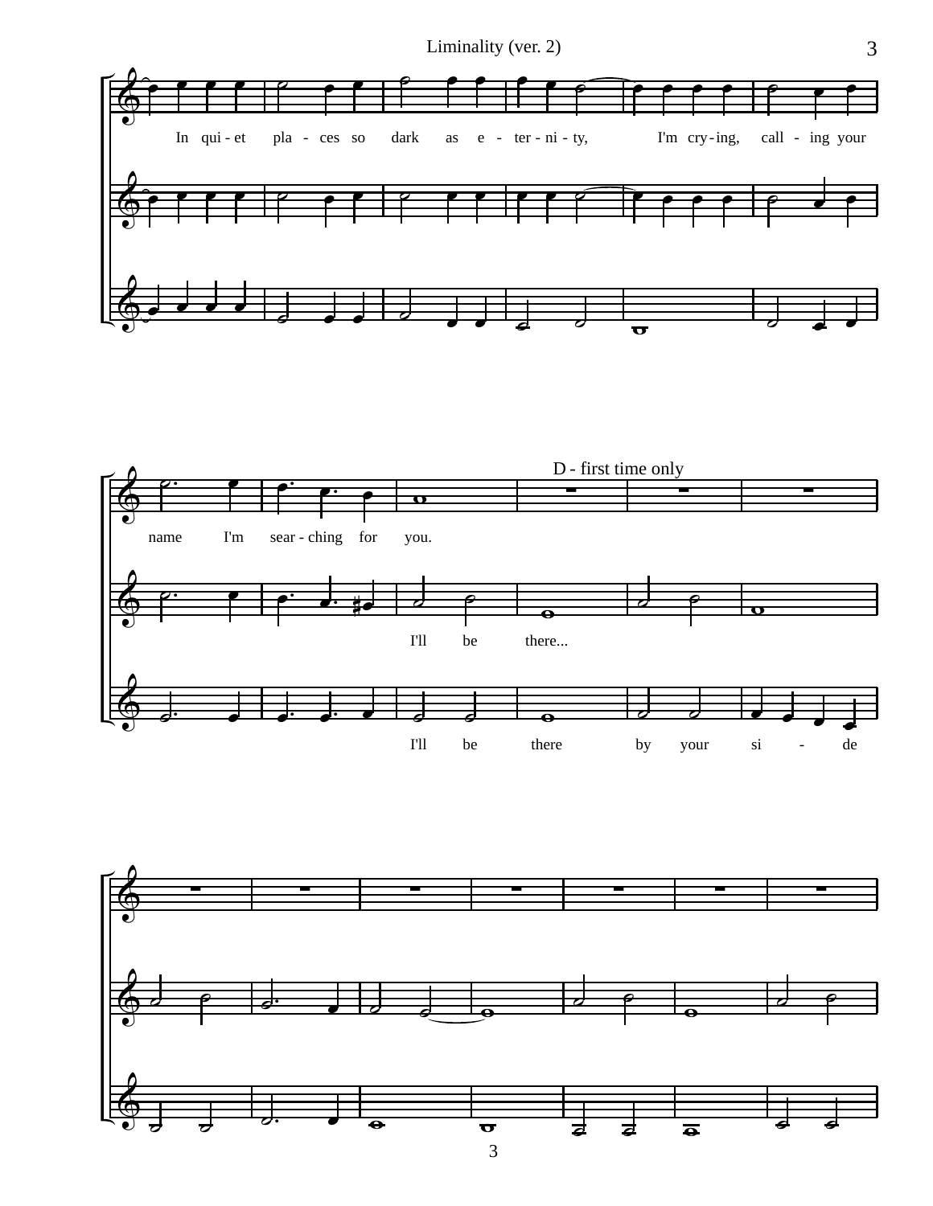In qui - et pla - ces so dark as e - ter - ni - ty, I'm cry - ing, call - ing your

name I'm sear - ching for you.

D - first time only

I'll be there...

I'll be there by your si - de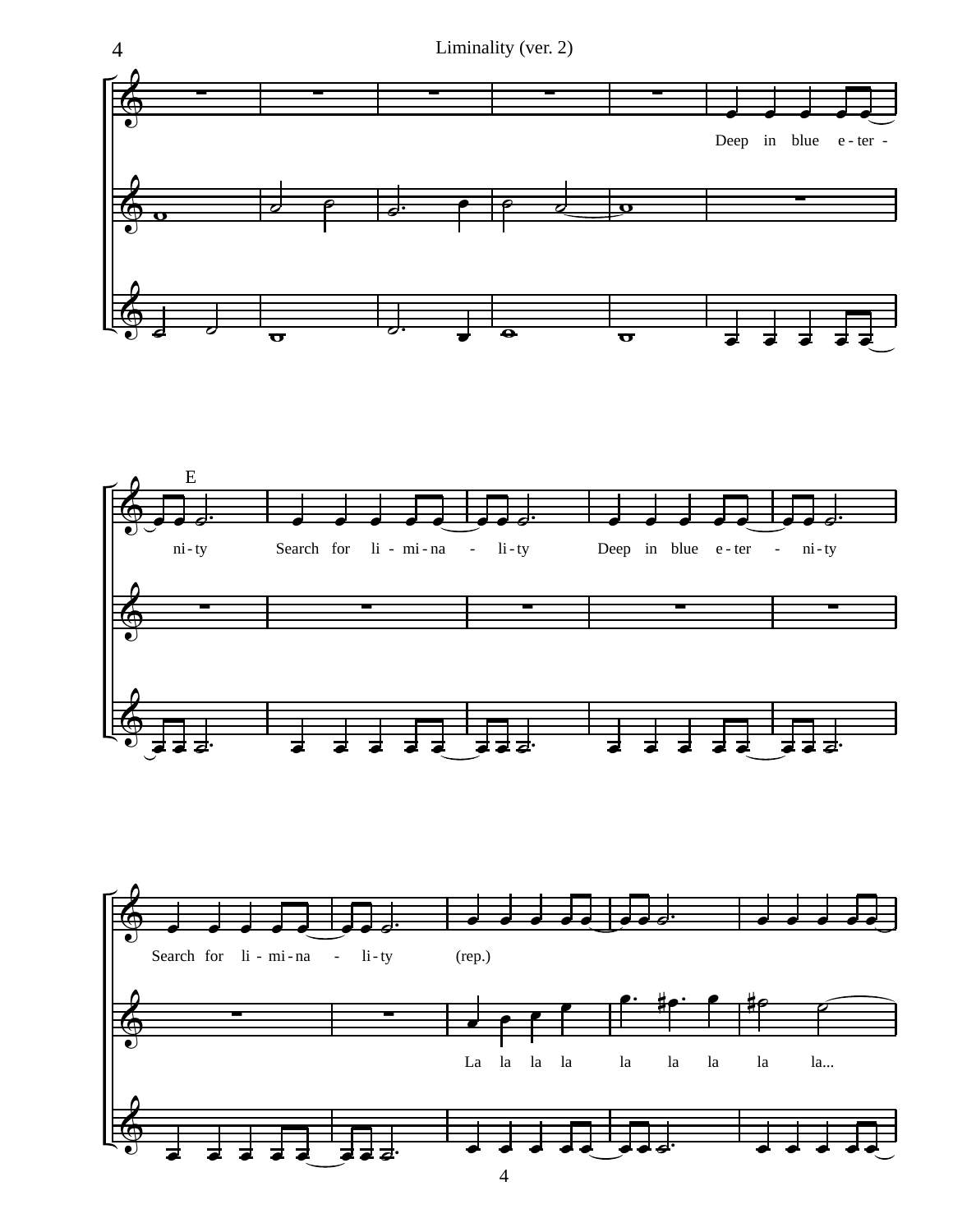E

Deep in blue e - ter - ni - ty

Search for li - mi - na - li - ty

Deep in blue e - ter - ni - ty

Search for li - mi - na - li - ty

(rep.)

La la la la la la la la la...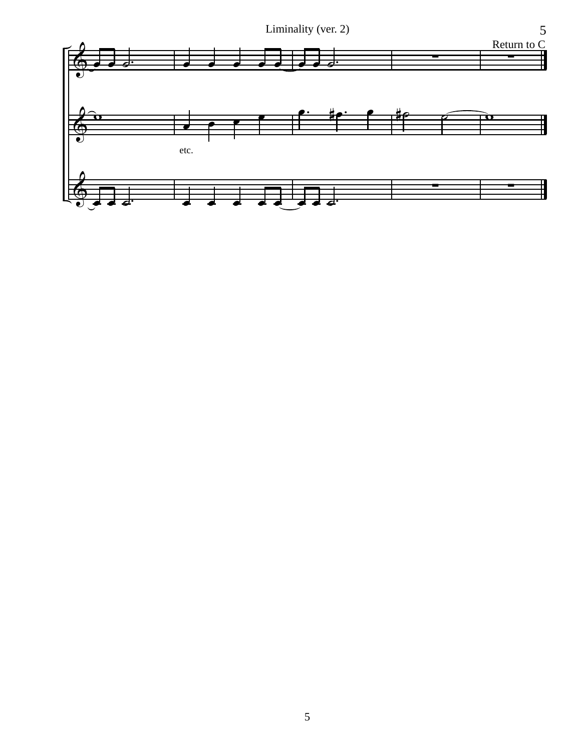Return to C

etc.